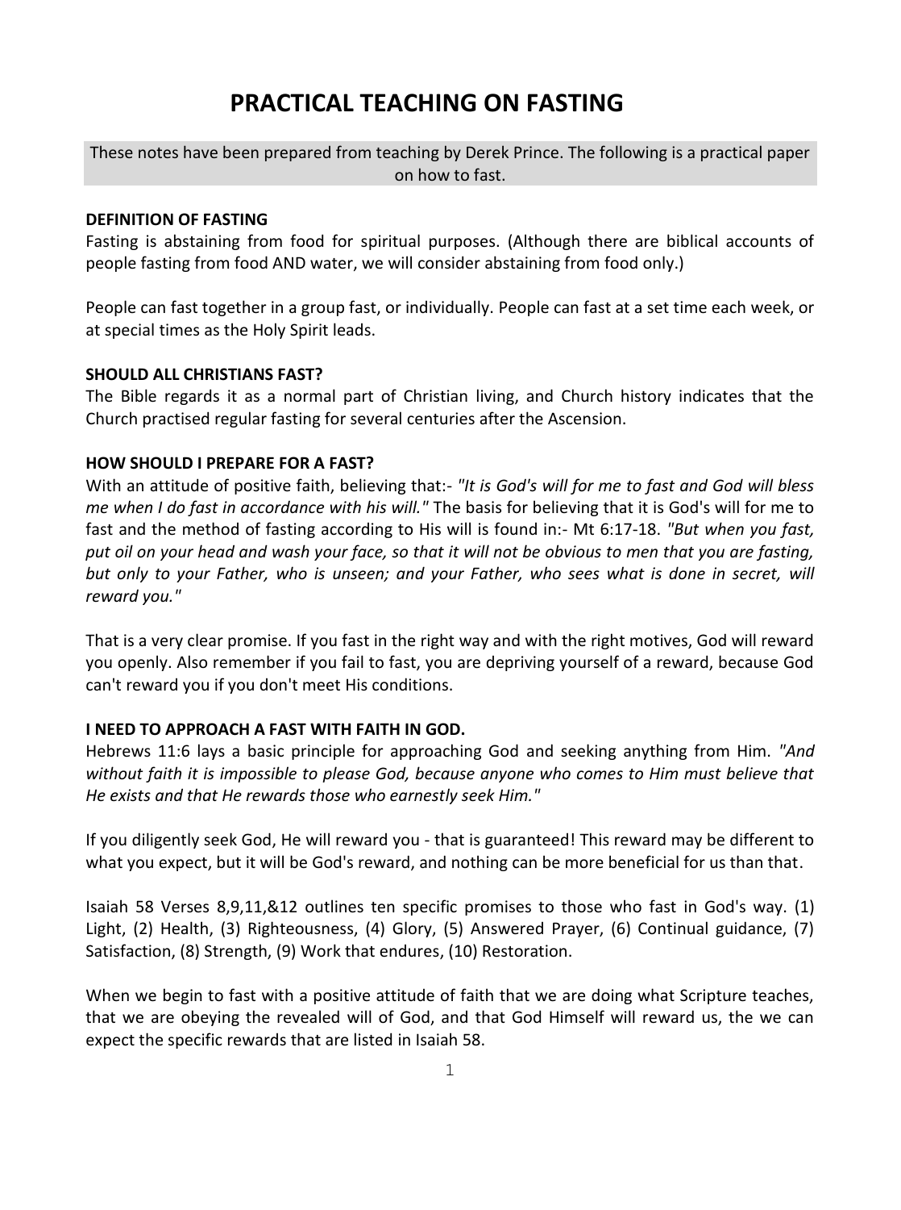# PRACTICAL TEACHING ON FASTING

These notes have been prepared from teaching by Derek Prince. The following is a practical paper on how to fast.

**DEFINITION OF FASTING**

Fasting is abstaining from food for spiritual purposes. (Although there are biblical accounts of people fasting from food AND water, we will consider abstaining from food only.)

People can fast together in a group fast, or individually. People can fast at a set time each week, or at special times as the Holy Spirit leads.

**SHOULD ALL CHRISTIANS FAST?**

The Bible regards it as a normal part of Christian living, and Church history indicates that the Church practised regular fasting for several centuries after the Ascension.

**HOW SHOULD I PREPARE FOR A FAST?**

With an attitude of positive faith, believing that:- *"It is God's will for me to fast and God will bless me when I do fast in accordance with his will."* The basis for believing that it is God's will for me to fast and the method of fasting according to His will is found in:- Mt 6:17-18. *"But when you fast, put oil on your head and wash your face, so that it will not be obvious to men that you are fasting, but only to your Father, who is unseen; and your Father, who sees what is done in secret, will reward you."*

That is a very clear promise. If you fast in the right way and with the right motives, God will reward you openly. Also remember if you fail to fast, you are depriving yourself of a reward, because God can't reward you if you don't meet His conditions.

**I NEED TO APPROACH A FAST WITH FAITH IN GOD.**

Hebrews 11:6 lays a basic principle for approaching God and seeking anything from Him. *"And without faith it is impossible to please God, because anyone who comes to Him must believe that He exists and that He rewards those who earnestly seek Him."*

If you diligently seek God, He will reward you - that is guaranteed! This reward may be different to what you expect, but it will be God's reward, and nothing can be more beneficial for us than that.

Isaiah 58 Verses 8,9,11,&12 outlines ten specific promises to those who fast in God's way. (1) Light, (2) Health, (3) Righteousness, (4) Glory, (5) Answered Prayer, (6) Continual guidance, (7) Satisfaction, (8) Strength, (9) Work that endures, (10) Restoration.

When we begin to fast with a positive attitude of faith that we are doing what Scripture teaches, that we are obeying the revealed will of God, and that God Himself will reward us, the we can expect the specific rewards that are listed in Isaiah 58.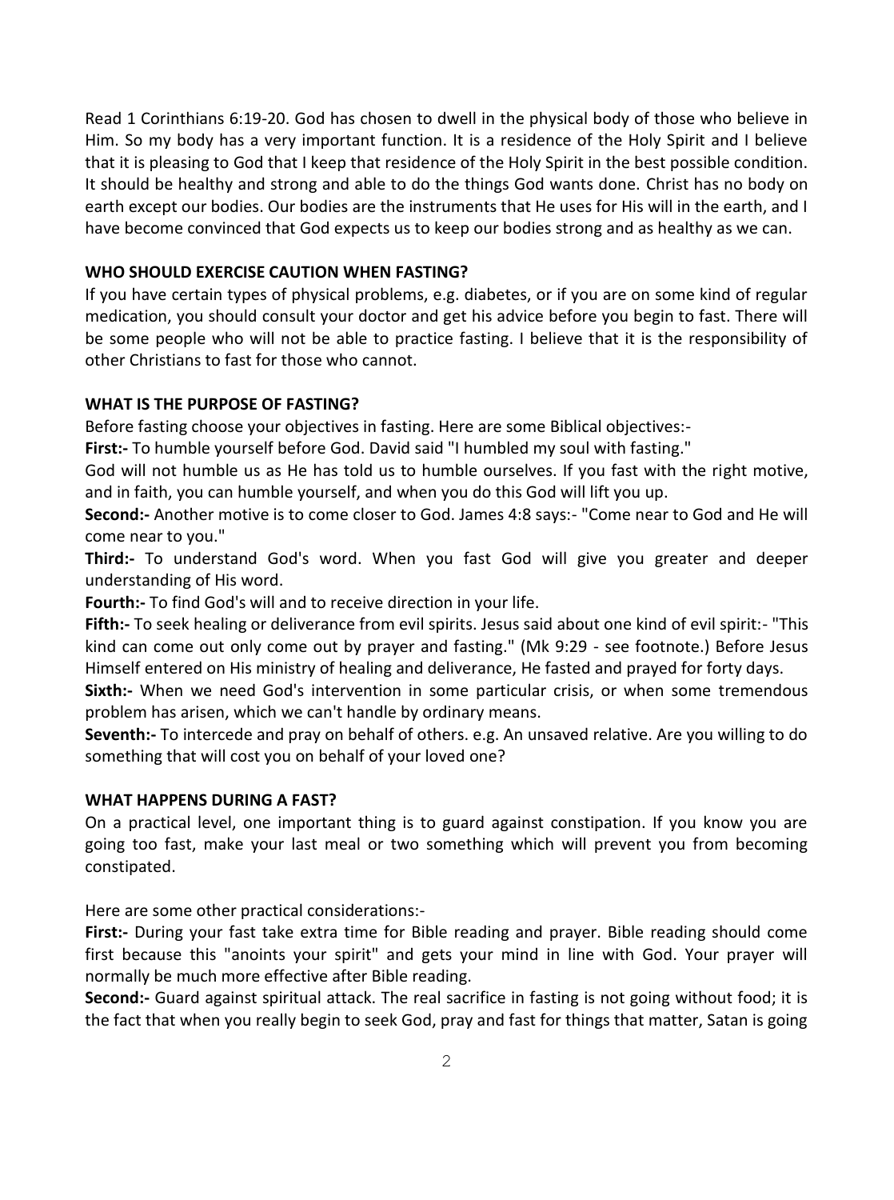Read 1 Corinthians 6:19-20. God has chosen to dwell in the physical body of those who believe in Him. So my body has a very important function. It is a residence of the Holy Spirit and I believe that it is pleasing to God that I keep that residence of the Holy Spirit in the best possible condition. It should be healthy and strong and able to do the things God wants done. Christ has no body on earth except our bodies. Our bodies are the instruments that He uses for His will in the earth, and I have become convinced that God expects us to keep our bodies strong and as healthy as we can.

**WHO SHOULD EXERCISE CAUTION WHEN FASTING?**

If you have certain types of physical problems, e.g. diabetes, or if you are on some kind of regular medication, you should consult your doctor and get his advice before you begin to fast. There will be some people who will not be able to practice fasting. I believe that it is the responsibility of other Christians to fast for those who cannot.

**WHAT IS THE PURPOSE OF FASTING?**

Before fasting choose your objectives in fasting. Here are some Biblical objectives:-

**First:-** To humble yourself before God. David said "I humbled my soul with fasting."

God will not humble us as He has told us to humble ourselves. If you fast with the right motive, and in faith, you can humble yourself, and when you do this God will lift you up.

**Second:-** Another motive is to come closer to God. James 4:8 says:- "Come near to God and He will come near to you."

**Third:-** To understand God's word. When you fast God will give you greater and deeper understanding of His word.

**Fourth:-** To find God's will and to receive direction in your life.

**Fifth:-** To seek healing or deliverance from evil spirits. Jesus said about one kind of evil spirit:- "This kind can come out only come out by prayer and fasting." (Mk 9:29 - see footnote.) Before Jesus Himself entered on His ministry of healing and deliverance, He fasted and prayed for forty days.

**Sixth:-** When we need God's intervention in some particular crisis, or when some tremendous problem has arisen, which we can't handle by ordinary means.

**Seventh:-** To intercede and pray on behalf of others. e.g. An unsaved relative. Are you willing to do something that will cost you on behalf of your loved one?

**WHAT HAPPENS DURING A FAST?**

On a practical level, one important thing is to guard against constipation. If you know you are going too fast, make your last meal or two something which will prevent you from becoming constipated.

Here are some other practical considerations:-

**First:-** During your fast take extra time for Bible reading and prayer. Bible reading should come first because this "anoints your spirit" and gets your mind in line with God. Your prayer will normally be much more effective after Bible reading.

**Second:-** Guard against spiritual attack. The real sacrifice in fasting is not going without food; it is the fact that when you really begin to seek God, pray and fast for things that matter, Satan is going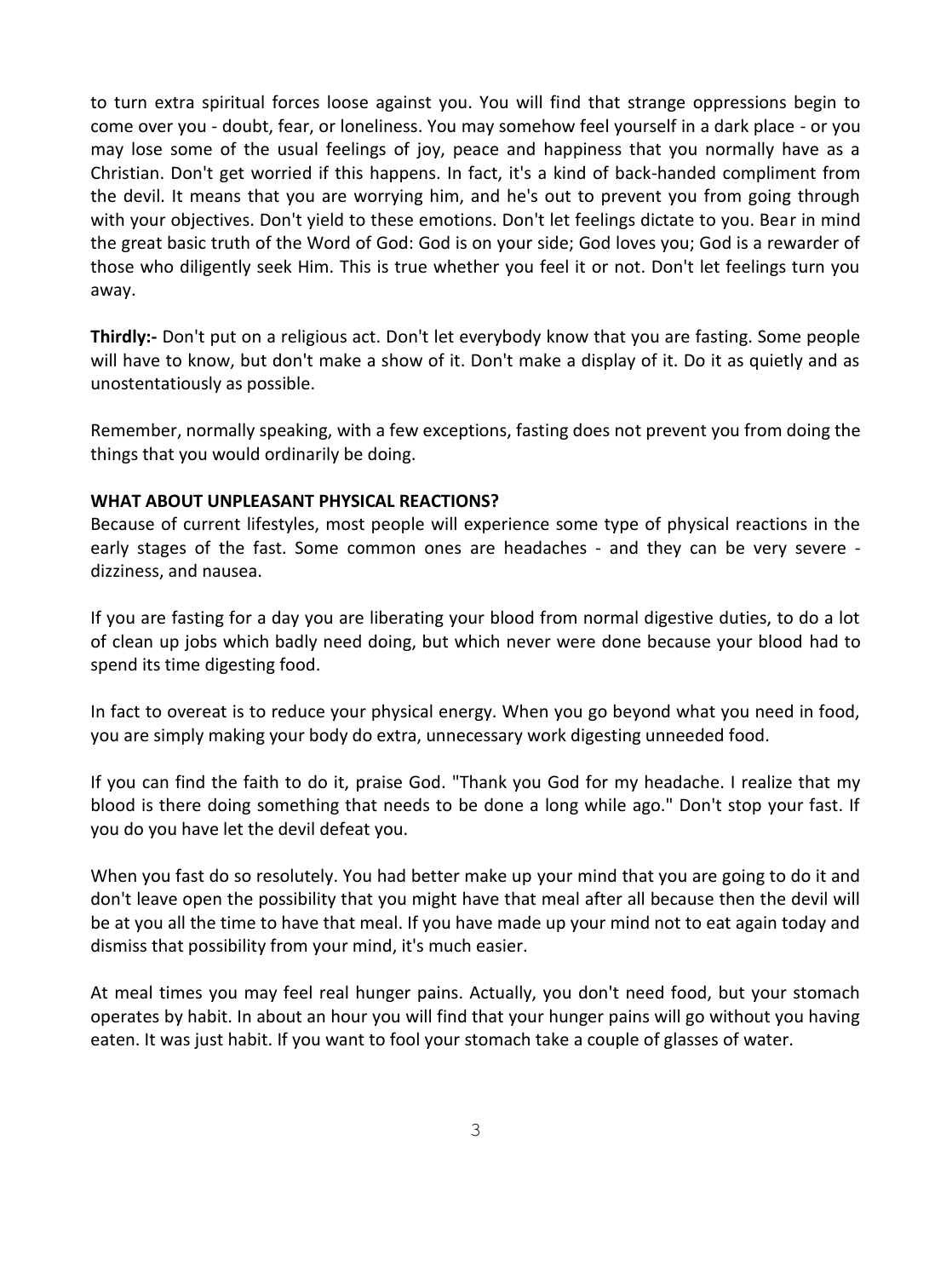to turn extra spiritual forces loose against you. You will find that strange oppressions begin to come over you - doubt, fear, or loneliness. You may somehow feel yourself in a dark place - or you may lose some of the usual feelings of joy, peace and happiness that you normally have as a Christian. Don't get worried if this happens. In fact, it's a kind of back-handed compliment from the devil. It means that you are worrying him, and he's out to prevent you from going through with your objectives. Don't yield to these emotions. Don't let feelings dictate to you. Bear in mind the great basic truth of the Word of God: God is on your side; God loves you; God is a rewarder of those who diligently seek Him. This is true whether you feel it or not. Don't let feelings turn you away.

**Thirdly:-** Don't put on a religious act. Don't let everybody know that you are fasting. Some people will have to know, but don't make a show of it. Don't make a display of it. Do it as quietly and as unostentatiously as possible.

Remember, normally speaking, with a few exceptions, fasting does not prevent you from doing the things that you would ordinarily be doing.

**WHAT ABOUT UNPLEASANT PHYSICAL REACTIONS?**

Because of current lifestyles, most people will experience some type of physical reactions in the early stages of the fast. Some common ones are headaches - and they can be very severe - dizziness, and nausea.

If you are fasting for a day you are liberating your blood from normal digestive duties, to do a lot of clean up jobs which badly need doing, but which never were done because your blood had to spend its time digesting food.

In fact to overeat is to reduce your physical energy. When you go beyond what you need in food, you are simply making your body do extra, unnecessary work digesting unneeded food.

If you can find the faith to do it, praise God. "Thank you God for my headache. I realize that my blood is there doing something that needs to be done a long while ago." Don't stop your fast. If you do you have let the devil defeat you.

When you fast do so resolutely. You had better make up your mind that you are going to do it and don't leave open the possibility that you might have that meal after all because then the devil will be at you all the time to have that meal. If you have made up your mind not to eat again today and dismiss that possibility from your mind, it's much easier.

At meal times you may feel real hunger pains. Actually, you don't need food, but your stomach operates by habit. In about an hour you will find that your hunger pains will go without you having eaten. It was just habit. If you want to fool your stomach take a couple of glasses of water.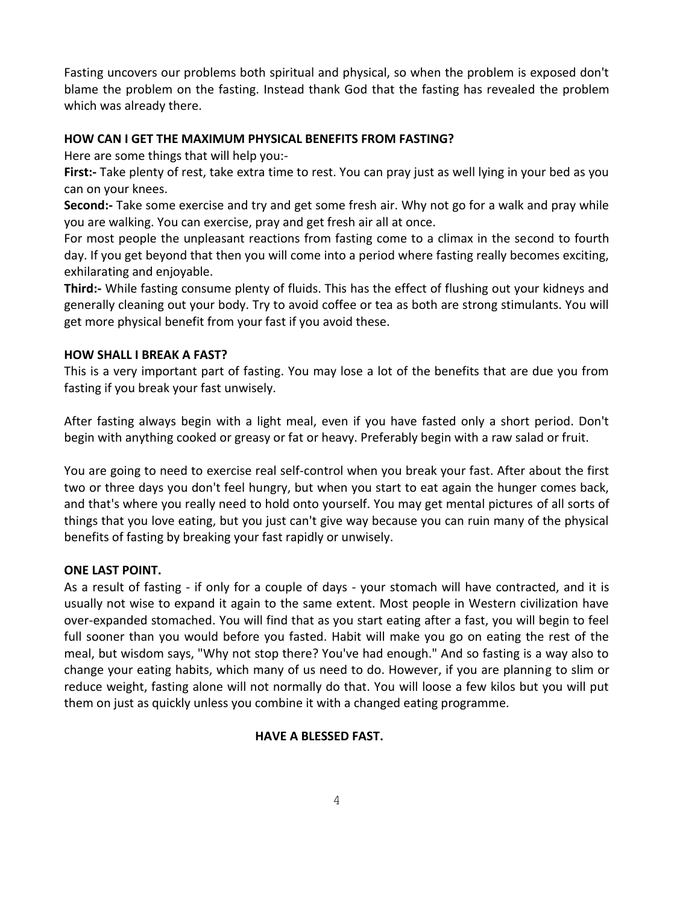Fasting uncovers our problems both spiritual and physical, so when the problem is exposed don't blame the problem on the fasting. Instead thank God that the fasting has revealed the problem which was already there.

**HOW CAN I GET THE MAXIMUM PHYSICAL BENEFITS FROM FASTING?**

Here are some things that will help you:-

**First:-** Take plenty of rest, take extra time to rest. You can pray just as well lying in your bed as you can on your knees.

**Second:-** Take some exercise and try and get some fresh air. Why not go for a walk and pray while you are walking. You can exercise, pray and get fresh air all at once.

For most people the unpleasant reactions from fasting come to a climax in the second to fourth day. If you get beyond that then you will come into a period where fasting really becomes exciting, exhilarating and enjoyable.

**Third:-** While fasting consume plenty of fluids. This has the effect of flushing out your kidneys and generally cleaning out your body. Try to avoid coffee or tea as both are strong stimulants. You will get more physical benefit from your fast if you avoid these.

**HOW SHALL I BREAK A FAST?**

This is a very important part of fasting. You may lose a lot of the benefits that are due you from fasting if you break your fast unwisely.

After fasting always begin with a light meal, even if you have fasted only a short period. Don't begin with anything cooked or greasy or fat or heavy. Preferably begin with a raw salad or fruit.

You are going to need to exercise real self-control when you break your fast. After about the first two or three days you don't feel hungry, but when you start to eat again the hunger comes back, and that's where you really need to hold onto yourself. You may get mental pictures of all sorts of things that you love eating, but you just can't give way because you can ruin many of the physical benefits of fasting by breaking your fast rapidly or unwisely.

**ONE LAST POINT.**

As a result of fasting - if only for a couple of days - your stomach will have contracted, and it is usually not wise to expand it again to the same extent. Most people in Western civilization have over-expanded stomached. You will find that as you start eating after a fast, you will begin to feel full sooner than you would before you fasted. Habit will make you go on eating the rest of the meal, but wisdom says, "Why not stop there? You've had enough." And so fasting is a way also to change your eating habits, which many of us need to do. However, if you are planning to slim or reduce weight, fasting alone will not normally do that. You will loose a few kilos but you will put them on just as quickly unless you combine it with a changed eating programme.

**HAVE A BLESSED FAST.**